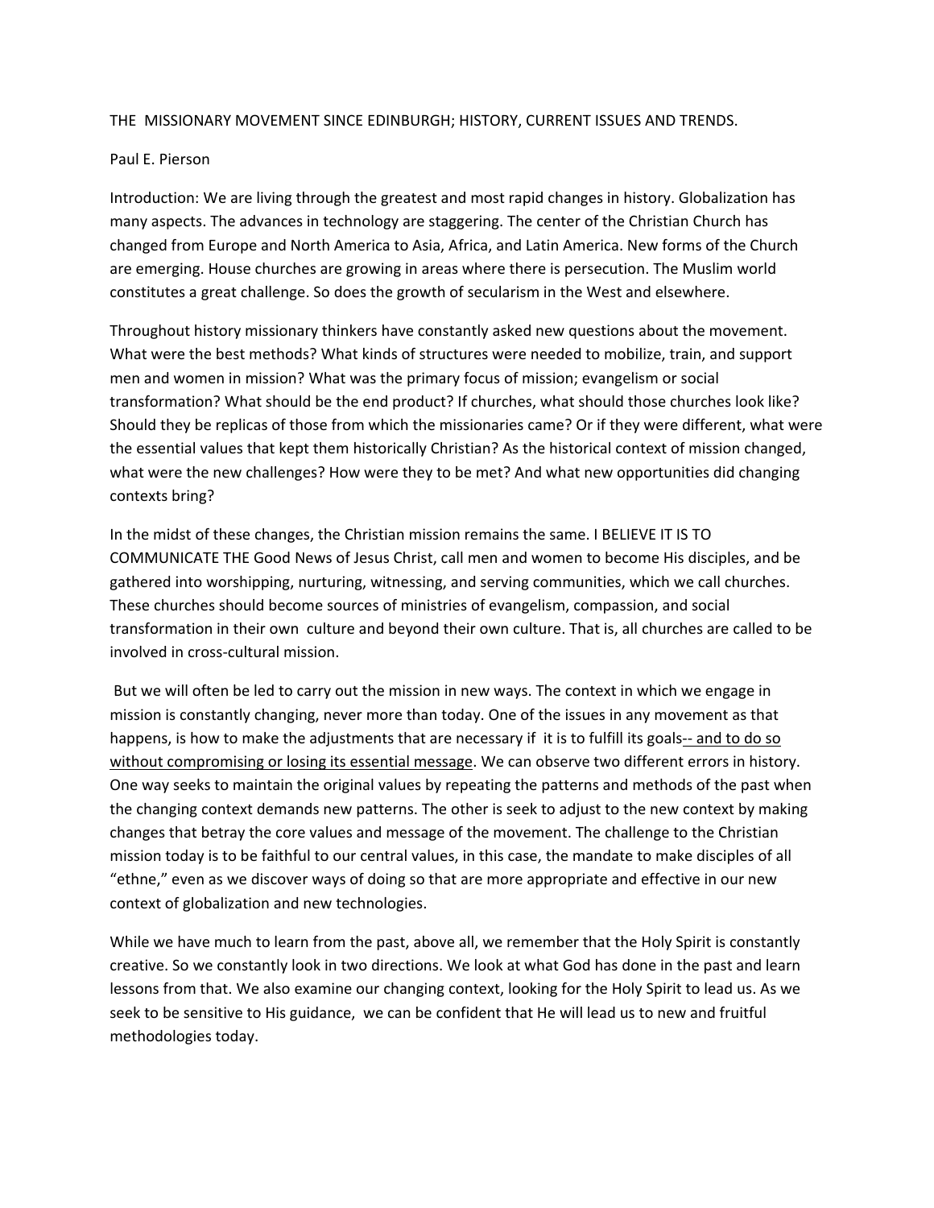THE MISSIONARY MOVEMENT SINCE EDINBURGH; HISTORY, CURRENT ISSUES AND TRENDS.

Paul E. Pierson

Introduction: We are living through the greatest and most rapid changes in history. Globalization has many aspects. The advances in technology are staggering. The center of the Christian Church has changed from Europe and North America to Asia, Africa, and Latin America. New forms of the Church are emerging. House churches are growing in areas where there is persecution. The Muslim world constitutes a great challenge. So does the growth of secularism in the West and elsewhere.

Throughout history missionary thinkers have constantly asked new questions about the movement. What were the best methods? What kinds of structures were needed to mobilize, train, and support men and women in mission? What was the primary focus of mission; evangelism or social transformation? What should be the end product? If churches, what should those churches look like? Should they be replicas of those from which the missionaries came? Or if they were different, what were the essential values that kept them historically Christian? As the historical context of mission changed, what were the new challenges? How were they to be met? And what new opportunities did changing contexts bring?

In the midst of these changes, the Christian mission remains the same. I BELIEVE IT IS TO COMMUNICATE THE Good News of Jesus Christ, call men and women to become His disciples, and be gathered into worshipping, nurturing, witnessing, and serving communities, which we call churches. These churches should become sources of ministries of evangelism, compassion, and social transformation in their own culture and beyond their own culture. That is, all churches are called to be involved in cross-cultural mission.

But we will often be led to carry out the mission in new ways. The context in which we engage in mission is constantly changing, never more than today. One of the issues in any movement as that happens, is how to make the adjustments that are necessary if it is to fulfill its goals<u>-- and to do so without compromising or losing its essential message</u>. We can observe two different errors in history. One way seeks to maintain the original values by repeating the patterns and methods of the past when the changing context demands new patterns. The other is seek to adjust to the new context by making changes that betray the core values and message of the movement. The challenge to the Christian mission today is to be faithful to our central values, in this case, the mandate to make disciples of all "ethne," even as we discover ways of doing so that are more appropriate and effective in our new context of globalization and new technologies.

While we have much to learn from the past, above all, we remember that the Holy Spirit is constantly creative. So we constantly look in two directions. We look at what God has done in the past and learn lessons from that. We also examine our changing context, looking for the Holy Spirit to lead us. As we seek to be sensitive to His guidance, we can be confident that He will lead us to new and fruitful methodologies today.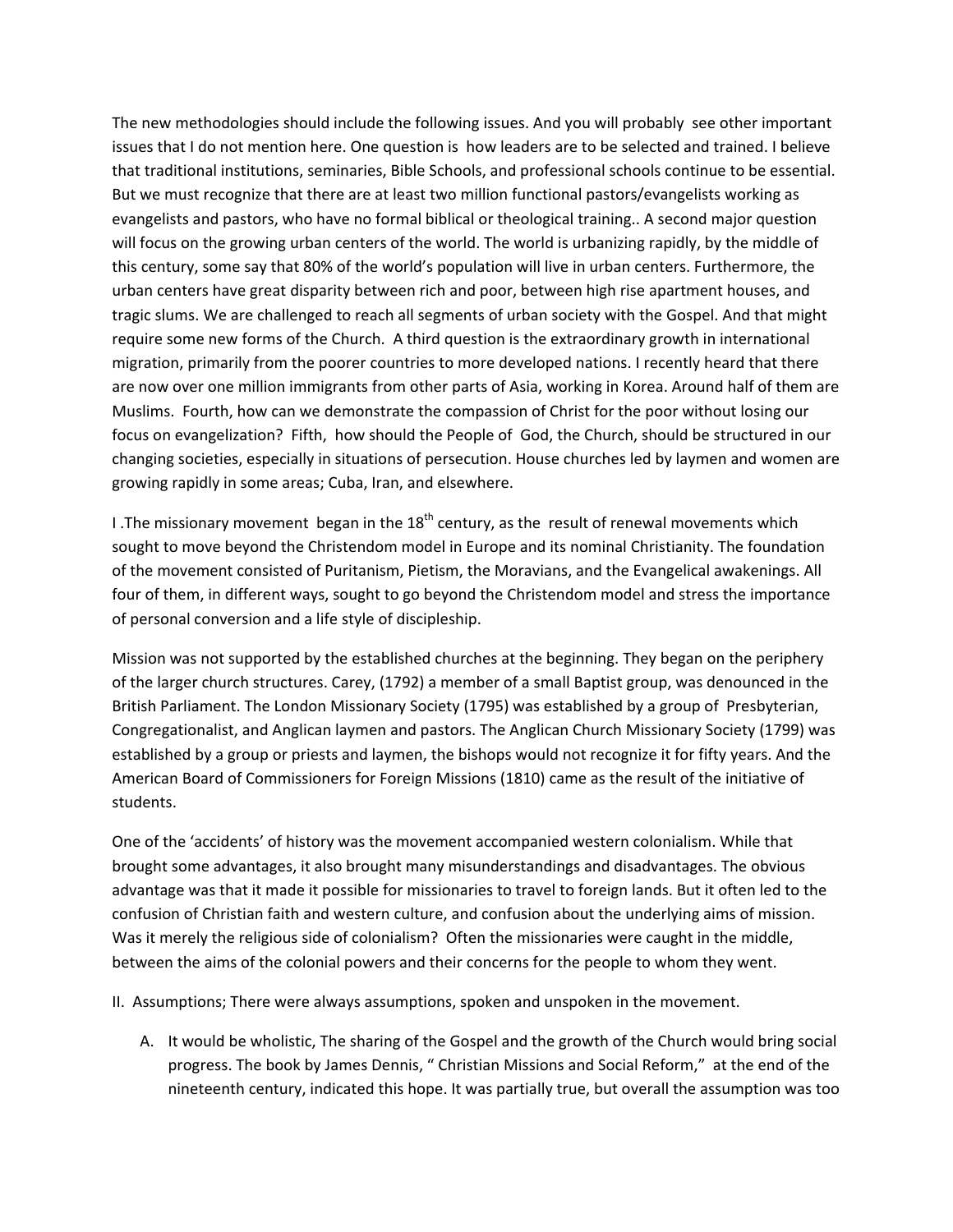The new methodologies should include the following issues. And you will probably see other important issues that I do not mention here. One question is how leaders are to be selected and trained. I believe that traditional institutions, seminaries, Bible Schools, and professional schools continue to be essential. But we must recognize that there are at least two million functional pastors/evangelists working as evangelists and pastors, who have no formal biblical or theological training.. A second major question will focus on the growing urban centers of the world. The world is urbanizing rapidly, by the middle of this century, some say that 80% of the world's population will live in urban centers. Furthermore, the urban centers have great disparity between rich and poor, between high rise apartment houses, and tragic slums. We are challenged to reach all segments of urban society with the Gospel. And that might require some new forms of the Church. A third question is the extraordinary growth in international migration, primarily from the poorer countries to more developed nations. I recently heard that there are now over one million immigrants from other parts of Asia, working in Korea. Around half of them are Muslims. Fourth, how can we demonstrate the compassion of Christ for the poor without losing our focus on evangelization? Fifth, how should the People of God, the Church, should be structured in our changing societies, especially in situations of persecution. House churches led by laymen and women are growing rapidly in some areas; Cuba, Iran, and elsewhere.

I .The missionary movement began in the 18th century, as the result of renewal movements which sought to move beyond the Christendom model in Europe and its nominal Christianity. The foundation of the movement consisted of Puritanism, Pietism, the Moravians, and the Evangelical awakenings. All four of them, in different ways, sought to go beyond the Christendom model and stress the importance of personal conversion and a life style of discipleship.

Mission was not supported by the established churches at the beginning. They began on the periphery of the larger church structures. Carey, (1792) a member of a small Baptist group, was denounced in the British Parliament. The London Missionary Society (1795) was established by a group of Presbyterian, Congregationalist, and Anglican laymen and pastors. The Anglican Church Missionary Society (1799) was established by a group or priests and laymen, the bishops would not recognize it for fifty years. And the American Board of Commissioners for Foreign Missions (1810) came as the result of the initiative of students.

One of the 'accidents' of history was the movement accompanied western colonialism. While that brought some advantages, it also brought many misunderstandings and disadvantages. The obvious advantage was that it made it possible for missionaries to travel to foreign lands. But it often led to the confusion of Christian faith and western culture, and confusion about the underlying aims of mission. Was it merely the religious side of colonialism? Often the missionaries were caught in the middle, between the aims of the colonial powers and their concerns for the people to whom they went.

II. Assumptions; There were always assumptions, spoken and unspoken in the movement.

A. It would be wholistic, The sharing of the Gospel and the growth of the Church would bring social progress. The book by James Dennis, " Christian Missions and Social Reform," at the end of the nineteenth century, indicated this hope. It was partially true, but overall the assumption was too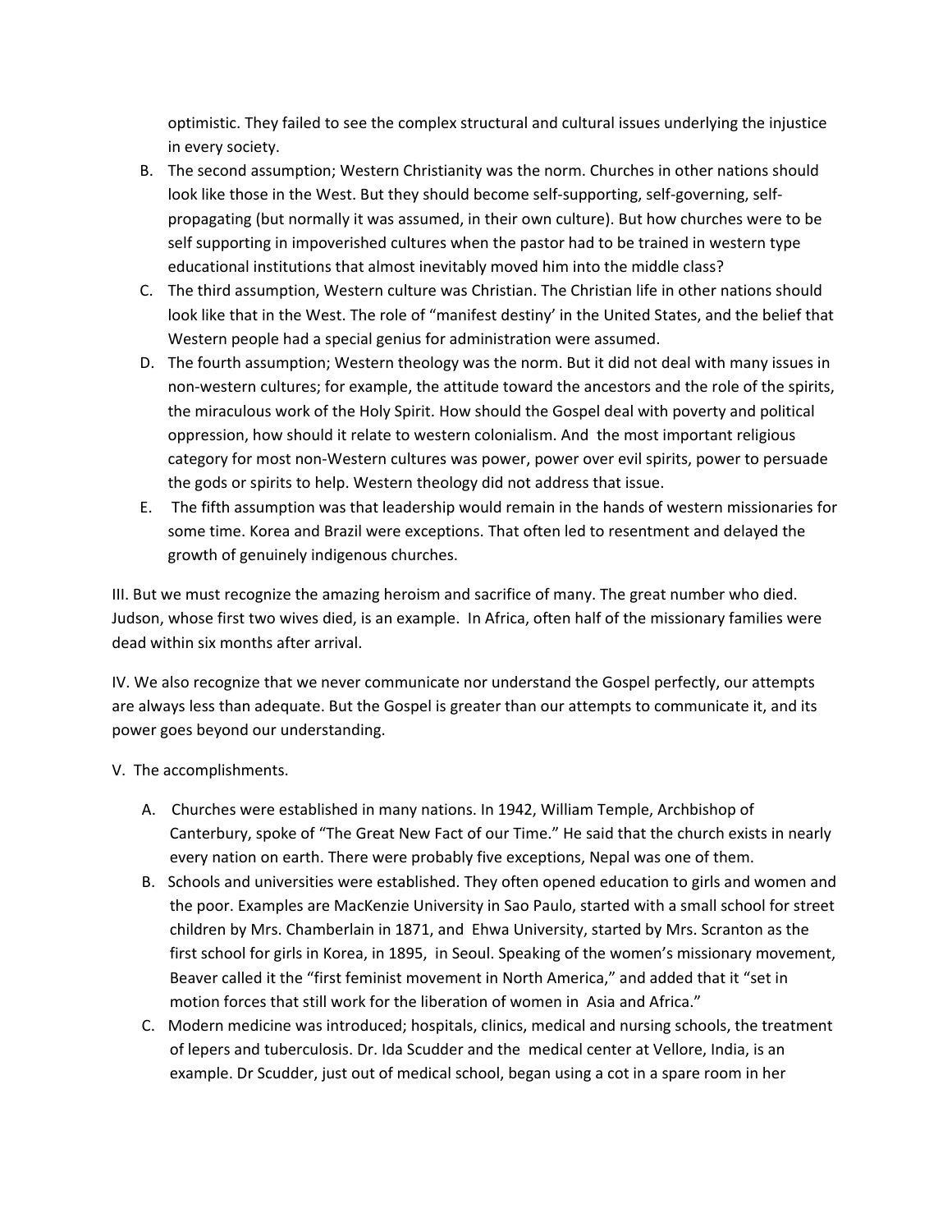optimistic. They failed to see the complex structural and cultural issues underlying the injustice in every society.

B. The second assumption; Western Christianity was the norm. Churches in other nations should look like those in the West. But they should become self-supporting, self-governing, self-propagating (but normally it was assumed, in their own culture). But how churches were to be self supporting in impoverished cultures when the pastor had to be trained in western type educational institutions that almost inevitably moved him into the middle class?

C. The third assumption, Western culture was Christian. The Christian life in other nations should look like that in the West. The role of "manifest destiny' in the United States, and the belief that Western people had a special genius for administration were assumed.

D. The fourth assumption; Western theology was the norm. But it did not deal with many issues in non-western cultures; for example, the attitude toward the ancestors and the role of the spirits, the miraculous work of the Holy Spirit. How should the Gospel deal with poverty and political oppression, how should it relate to western colonialism. And the most important religious category for most non-Western cultures was power, power over evil spirits, power to persuade the gods or spirits to help. Western theology did not address that issue.

E. The fifth assumption was that leadership would remain in the hands of western missionaries for some time. Korea and Brazil were exceptions. That often led to resentment and delayed the growth of genuinely indigenous churches.

III. But we must recognize the amazing heroism and sacrifice of many. The great number who died. Judson, whose first two wives died, is an example. In Africa, often half of the missionary families were dead within six months after arrival.

IV. We also recognize that we never communicate nor understand the Gospel perfectly, our attempts are always less than adequate. But the Gospel is greater than our attempts to communicate it, and its power goes beyond our understanding.

V. The accomplishments.

A. Churches were established in many nations. In 1942, William Temple, Archbishop of Canterbury, spoke of "The Great New Fact of our Time." He said that the church exists in nearly every nation on earth. There were probably five exceptions, Nepal was one of them.

B. Schools and universities were established. They often opened education to girls and women and the poor. Examples are MacKenzie University in Sao Paulo, started with a small school for street children by Mrs. Chamberlain in 1871, and Ehwa University, started by Mrs. Scranton as the first school for girls in Korea, in 1895, in Seoul. Speaking of the women's missionary movement, Beaver called it the "first feminist movement in North America," and added that it "set in motion forces that still work for the liberation of women in Asia and Africa."

C. Modern medicine was introduced; hospitals, clinics, medical and nursing schools, the treatment of lepers and tuberculosis. Dr. Ida Scudder and the medical center at Vellore, India, is an example. Dr Scudder, just out of medical school, began using a cot in a spare room in her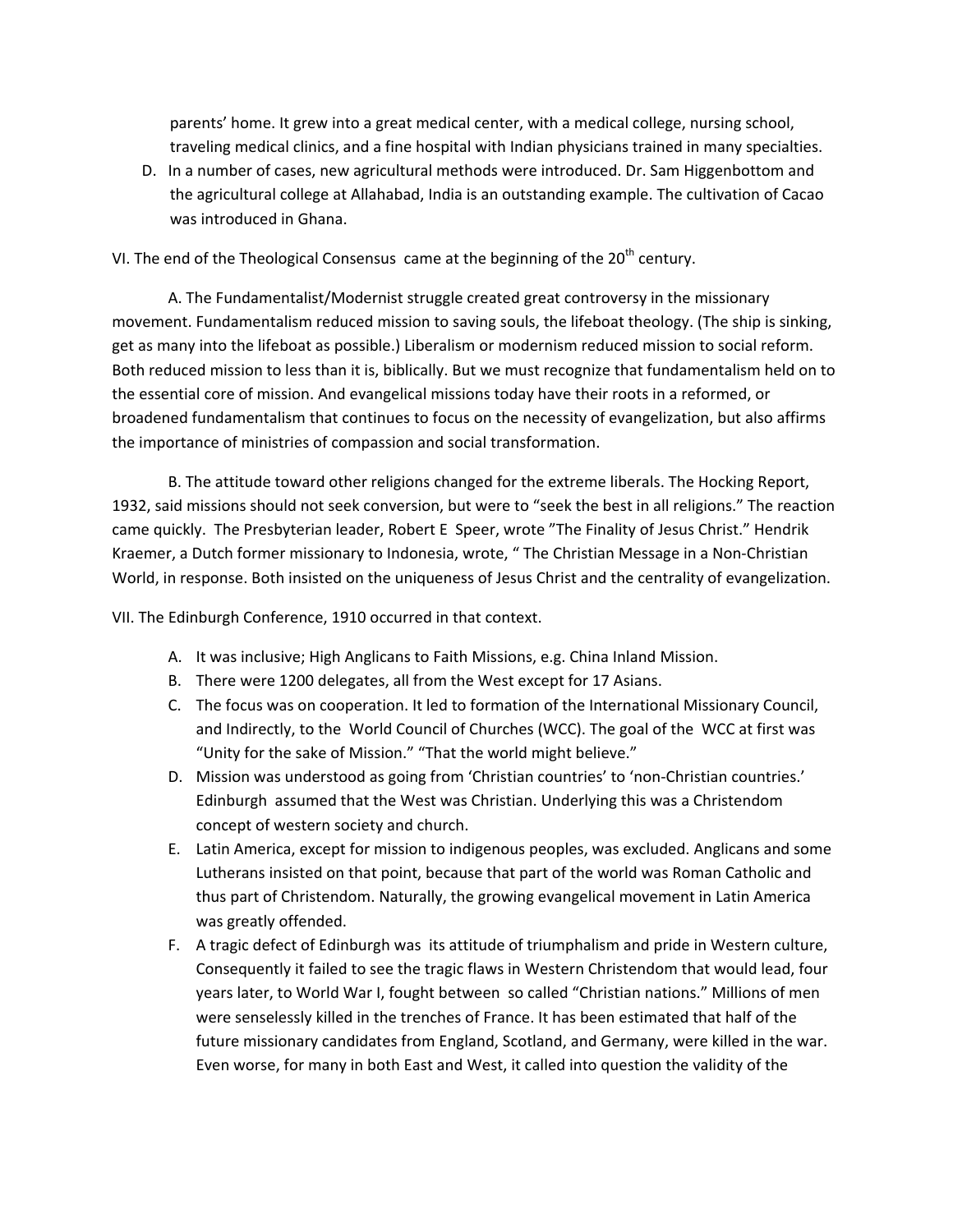parents' home. It grew into a great medical center, with a medical college, nursing school, traveling medical clinics, and a fine hospital with Indian physicians trained in many specialties.

D. In a number of cases, new agricultural methods were introduced. Dr. Sam Higgenbottom and the agricultural college at Allahabad, India is an outstanding example. The cultivation of Cacao was introduced in Ghana.

VI. The end of the Theological Consensus came at the beginning of the 20th century.

A. The Fundamentalist/Modernist struggle created great controversy in the missionary movement. Fundamentalism reduced mission to saving souls, the lifeboat theology. (The ship is sinking, get as many into the lifeboat as possible.) Liberalism or modernism reduced mission to social reform. Both reduced mission to less than it is, biblically. But we must recognize that fundamentalism held on to the essential core of mission. And evangelical missions today have their roots in a reformed, or broadened fundamentalism that continues to focus on the necessity of evangelization, but also affirms the importance of ministries of compassion and social transformation.

B. The attitude toward other religions changed for the extreme liberals. The Hocking Report, 1932, said missions should not seek conversion, but were to "seek the best in all religions." The reaction came quickly. The Presbyterian leader, Robert E Speer, wrote "The Finality of Jesus Christ." Hendrik Kraemer, a Dutch former missionary to Indonesia, wrote, " The Christian Message in a Non-Christian World, in response. Both insisted on the uniqueness of Jesus Christ and the centrality of evangelization.

VII. The Edinburgh Conference, 1910 occurred in that context.

A. It was inclusive; High Anglicans to Faith Missions, e.g. China Inland Mission.
B. There were 1200 delegates, all from the West except for 17 Asians.
C. The focus was on cooperation. It led to formation of the International Missionary Council, and Indirectly, to the World Council of Churches (WCC). The goal of the WCC at first was "Unity for the sake of Mission." "That the world might believe."
D. Mission was understood as going from 'Christian countries' to 'non-Christian countries.' Edinburgh assumed that the West was Christian. Underlying this was a Christendom concept of western society and church.
E. Latin America, except for mission to indigenous peoples, was excluded. Anglicans and some Lutherans insisted on that point, because that part of the world was Roman Catholic and thus part of Christendom. Naturally, the growing evangelical movement in Latin America was greatly offended.
F. A tragic defect of Edinburgh was its attitude of triumphalism and pride in Western culture, Consequently it failed to see the tragic flaws in Western Christendom that would lead, four years later, to World War I, fought between so called "Christian nations." Millions of men were senselessly killed in the trenches of France. It has been estimated that half of the future missionary candidates from England, Scotland, and Germany, were killed in the war. Even worse, for many in both East and West, it called into question the validity of the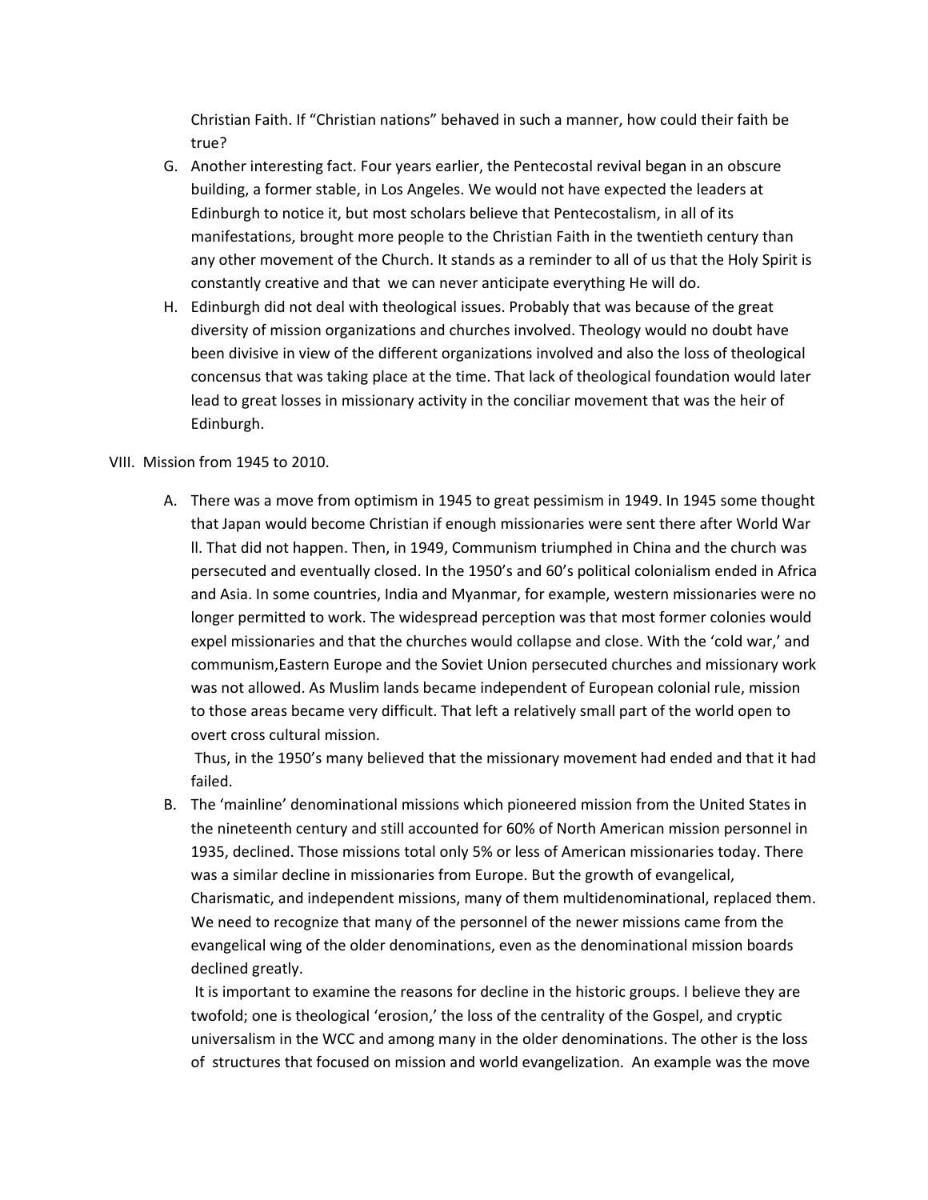Christian Faith. If "Christian nations" behaved in such a manner, how could their faith be true?

G. Another interesting fact. Four years earlier, the Pentecostal revival began in an obscure building, a former stable, in Los Angeles. We would not have expected the leaders at Edinburgh to notice it, but most scholars believe that Pentecostalism, in all of its manifestations, brought more people to the Christian Faith in the twentieth century than any other movement of the Church. It stands as a reminder to all of us that the Holy Spirit is constantly creative and that we can never anticipate everything He will do.

H. Edinburgh did not deal with theological issues. Probably that was because of the great diversity of mission organizations and churches involved. Theology would no doubt have been divisive in view of the different organizations involved and also the loss of theological concensus that was taking place at the time. That lack of theological foundation would later lead to great losses in missionary activity in the conciliar movement that was the heir of Edinburgh.

VIII. Mission from 1945 to 2010.

A. There was a move from optimism in 1945 to great pessimism in 1949. In 1945 some thought that Japan would become Christian if enough missionaries were sent there after World War ll. That did not happen. Then, in 1949, Communism triumphed in China and the church was persecuted and eventually closed. In the 1950's and 60's political colonialism ended in Africa and Asia. In some countries, India and Myanmar, for example, western missionaries were no longer permitted to work. The widespread perception was that most former colonies would expel missionaries and that the churches would collapse and close. With the 'cold war,' and communism,Eastern Europe and the Soviet Union persecuted churches and missionary work was not allowed. As Muslim lands became independent of European colonial rule, mission to those areas became very difficult. That left a relatively small part of the world open to overt cross cultural mission.

Thus, in the 1950's many believed that the missionary movement had ended and that it had failed.

B. The 'mainline' denominational missions which pioneered mission from the United States in the nineteenth century and still accounted for 60% of North American mission personnel in 1935, declined. Those missions total only 5% or less of American missionaries today. There was a similar decline in missionaries from Europe. But the growth of evangelical, Charismatic, and independent missions, many of them multidenominational, replaced them. We need to recognize that many of the personnel of the newer missions came from the evangelical wing of the older denominations, even as the denominational mission boards declined greatly.

It is important to examine the reasons for decline in the historic groups. I believe they are twofold; one is theological 'erosion,' the loss of the centrality of the Gospel, and cryptic universalism in the WCC and among many in the older denominations. The other is the loss of structures that focused on mission and world evangelization. An example was the move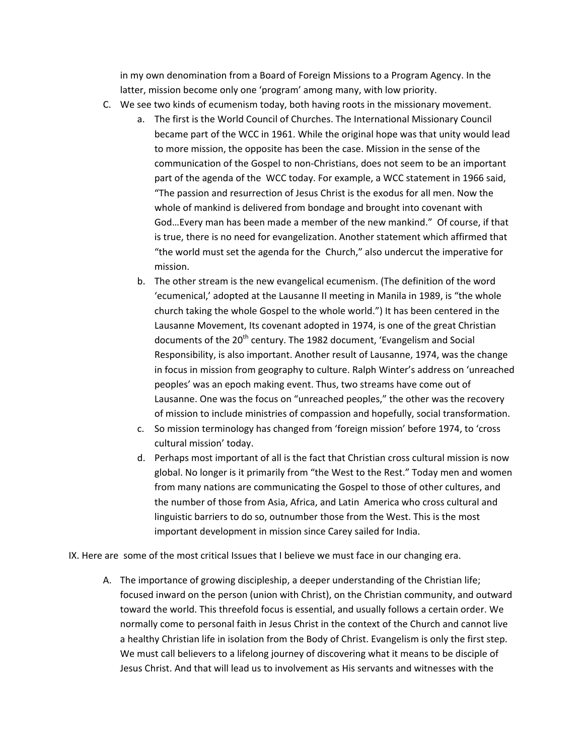in my own denomination from a Board of Foreign Missions to a Program Agency. In the latter, mission become only one 'program' among many, with low priority.

C. We see two kinds of ecumenism today, both having roots in the missionary movement.
   a. The first is the World Council of Churches. The International Missionary Council became part of the WCC in 1961. While the original hope was that unity would lead to more mission, the opposite has been the case. Mission in the sense of the communication of the Gospel to non-Christians, does not seem to be an important part of the agenda of the WCC today. For example, a WCC statement in 1966 said, "The passion and resurrection of Jesus Christ is the exodus for all men. Now the whole of mankind is delivered from bondage and brought into covenant with God…Every man has been made a member of the new mankind." Of course, if that is true, there is no need for evangelization. Another statement which affirmed that "the world must set the agenda for the Church," also undercut the imperative for mission.
   b. The other stream is the new evangelical ecumenism. (The definition of the word 'ecumenical,' adopted at the Lausanne II meeting in Manila in 1989, is "the whole church taking the whole Gospel to the whole world.") It has been centered in the Lausanne Movement, Its covenant adopted in 1974, is one of the great Christian documents of the 20th century. The 1982 document, 'Evangelism and Social Responsibility, is also important. Another result of Lausanne, 1974, was the change in focus in mission from geography to culture. Ralph Winter's address on 'unreached peoples' was an epoch making event. Thus, two streams have come out of Lausanne. One was the focus on "unreached peoples," the other was the recovery of mission to include ministries of compassion and hopefully, social transformation.
   c. So mission terminology has changed from 'foreign mission' before 1974, to 'cross cultural mission' today.
   d. Perhaps most important of all is the fact that Christian cross cultural mission is now global. No longer is it primarily from "the West to the Rest." Today men and women from many nations are communicating the Gospel to those of other cultures, and the number of those from Asia, Africa, and Latin America who cross cultural and linguistic barriers to do so, outnumber those from the West. This is the most important development in mission since Carey sailed for India.

IX. Here are some of the most critical Issues that I believe we must face in our changing era.

A. The importance of growing discipleship, a deeper understanding of the Christian life; focused inward on the person (union with Christ), on the Christian community, and outward toward the world. This threefold focus is essential, and usually follows a certain order. We normally come to personal faith in Jesus Christ in the context of the Church and cannot live a healthy Christian life in isolation from the Body of Christ. Evangelism is only the first step. We must call believers to a lifelong journey of discovering what it means to be disciple of Jesus Christ. And that will lead us to involvement as His servants and witnesses with the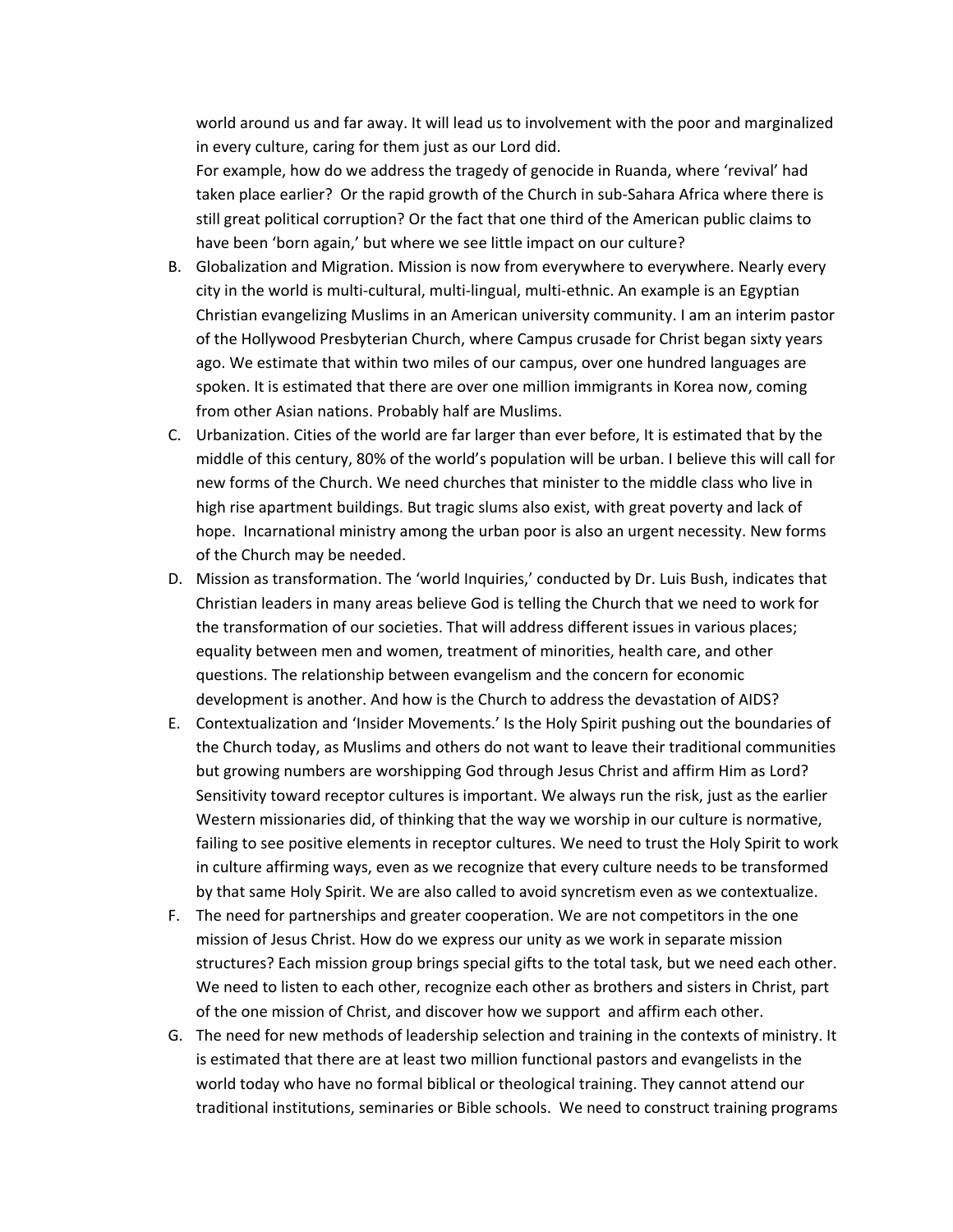world around us and far away. It will lead us to involvement with the poor and marginalized in every culture, caring for them just as our Lord did.

For example, how do we address the tragedy of genocide in Ruanda, where 'revival' had taken place earlier? Or the rapid growth of the Church in sub-Sahara Africa where there is still great political corruption? Or the fact that one third of the American public claims to have been 'born again,' but where we see little impact on our culture?

B. Globalization and Migration. Mission is now from everywhere to everywhere. Nearly every city in the world is multi-cultural, multi-lingual, multi-ethnic. An example is an Egyptian Christian evangelizing Muslims in an American university community. I am an interim pastor of the Hollywood Presbyterian Church, where Campus crusade for Christ began sixty years ago. We estimate that within two miles of our campus, over one hundred languages are spoken. It is estimated that there are over one million immigrants in Korea now, coming from other Asian nations. Probably half are Muslims.

C. Urbanization. Cities of the world are far larger than ever before, It is estimated that by the middle of this century, 80% of the world's population will be urban. I believe this will call for new forms of the Church. We need churches that minister to the middle class who live in high rise apartment buildings. But tragic slums also exist, with great poverty and lack of hope. Incarnational ministry among the urban poor is also an urgent necessity. New forms of the Church may be needed.

D. Mission as transformation. The 'world Inquiries,' conducted by Dr. Luis Bush, indicates that Christian leaders in many areas believe God is telling the Church that we need to work for the transformation of our societies. That will address different issues in various places; equality between men and women, treatment of minorities, health care, and other questions. The relationship between evangelism and the concern for economic development is another. And how is the Church to address the devastation of AIDS?

E. Contextualization and 'Insider Movements.' Is the Holy Spirit pushing out the boundaries of the Church today, as Muslims and others do not want to leave their traditional communities but growing numbers are worshipping God through Jesus Christ and affirm Him as Lord? Sensitivity toward receptor cultures is important. We always run the risk, just as the earlier Western missionaries did, of thinking that the way we worship in our culture is normative, failing to see positive elements in receptor cultures. We need to trust the Holy Spirit to work in culture affirming ways, even as we recognize that every culture needs to be transformed by that same Holy Spirit. We are also called to avoid syncretism even as we contextualize.

F. The need for partnerships and greater cooperation. We are not competitors in the one mission of Jesus Christ. How do we express our unity as we work in separate mission structures? Each mission group brings special gifts to the total task, but we need each other. We need to listen to each other, recognize each other as brothers and sisters in Christ, part of the one mission of Christ, and discover how we support and affirm each other.

G. The need for new methods of leadership selection and training in the contexts of ministry. It is estimated that there are at least two million functional pastors and evangelists in the world today who have no formal biblical or theological training. They cannot attend our traditional institutions, seminaries or Bible schools. We need to construct training programs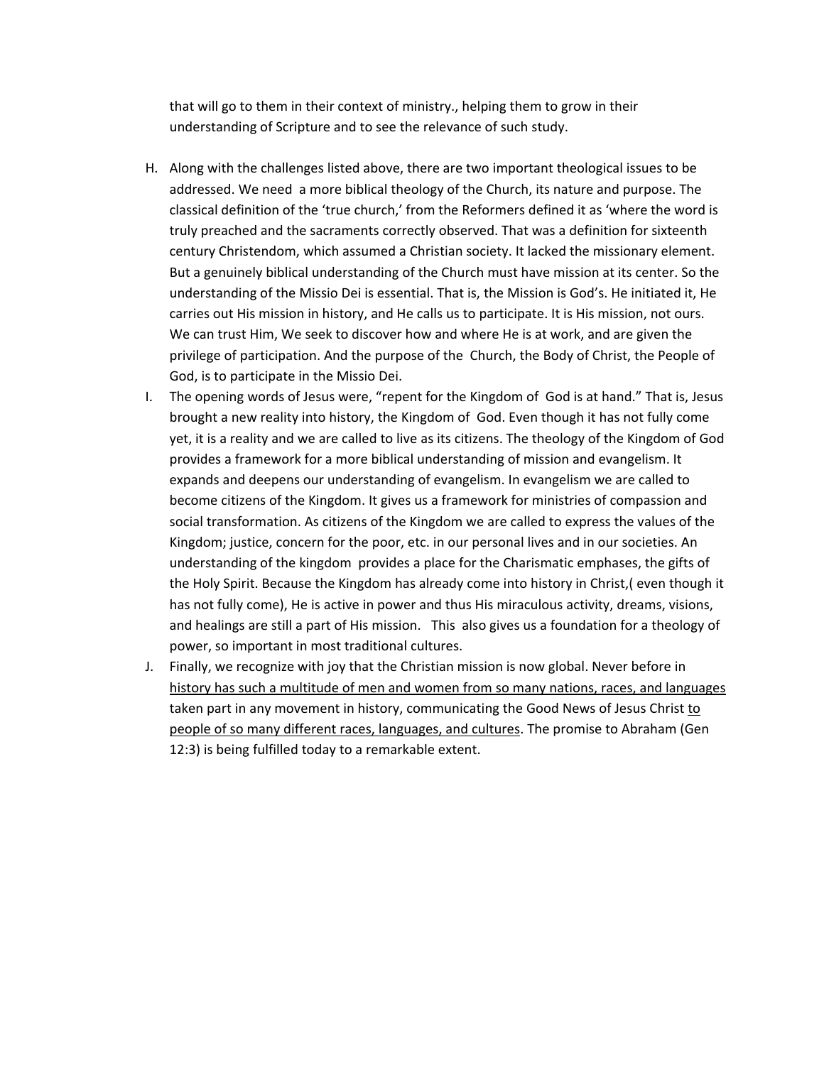that will go to them in their context of ministry., helping them to grow in their understanding of Scripture and to see the relevance of such study.

H. Along with the challenges listed above, there are two important theological issues to be addressed. We need a more biblical theology of the Church, its nature and purpose. The classical definition of the 'true church,' from the Reformers defined it as 'where the word is truly preached and the sacraments correctly observed. That was a definition for sixteenth century Christendom, which assumed a Christian society. It lacked the missionary element. But a genuinely biblical understanding of the Church must have mission at its center. So the understanding of the Missio Dei is essential. That is, the Mission is God's. He initiated it, He carries out His mission in history, and He calls us to participate. It is His mission, not ours. We can trust Him, We seek to discover how and where He is at work, and are given the privilege of participation. And the purpose of the Church, the Body of Christ, the People of God, is to participate in the Missio Dei.

I. The opening words of Jesus were, "repent for the Kingdom of God is at hand." That is, Jesus brought a new reality into history, the Kingdom of God. Even though it has not fully come yet, it is a reality and we are called to live as its citizens. The theology of the Kingdom of God provides a framework for a more biblical understanding of mission and evangelism. It expands and deepens our understanding of evangelism. In evangelism we are called to become citizens of the Kingdom. It gives us a framework for ministries of compassion and social transformation. As citizens of the Kingdom we are called to express the values of the Kingdom; justice, concern for the poor, etc. in our personal lives and in our societies. An understanding of the kingdom provides a place for the Charismatic emphases, the gifts of the Holy Spirit. Because the Kingdom has already come into history in Christ,( even though it has not fully come), He is active in power and thus His miraculous activity, dreams, visions, and healings are still a part of His mission. This also gives us a foundation for a theology of power, so important in most traditional cultures.

J. Finally, we recognize with joy that the Christian mission is now global. Never before in <u>history has such a multitude of men and women from so many nations, races, and languages</u> taken part in any movement in history, communicating the Good News of Jesus Christ <u>to people of so many different races, languages, and cultures</u>. The promise to Abraham (Gen 12:3) is being fulfilled today to a remarkable extent.